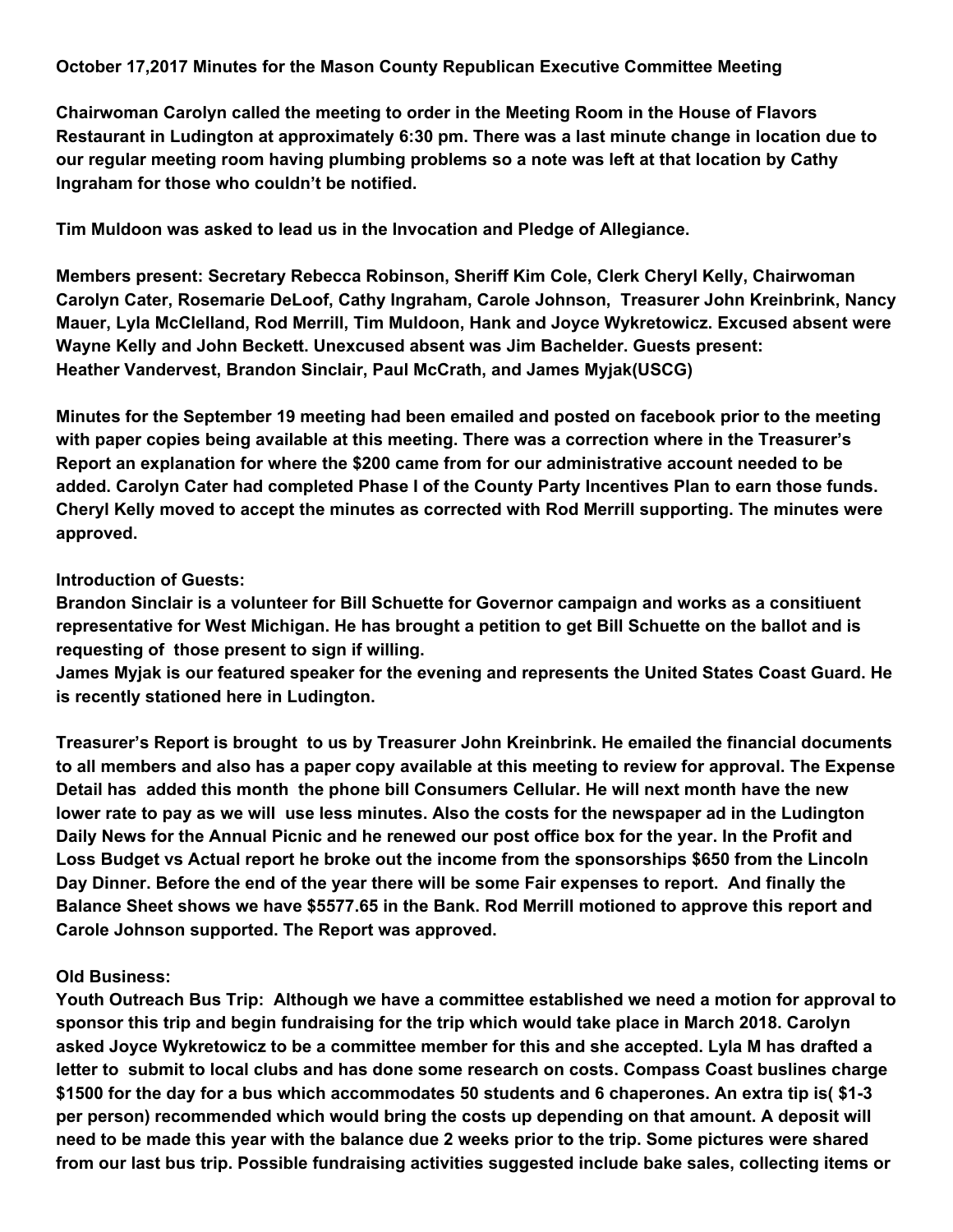**October 17,2017 Minutes for the Mason County Republican Executive Committee Meeting**

**Chairwoman Carolyn called the meeting to order in the Meeting Room in the House of Flavors Restaurant in Ludington at approximately 6:30 pm. There was a last minute change in location due to our regular meeting room having plumbing problems so a note was left at that location by Cathy Ingraham for those who couldn't be notified.**

**Tim Muldoon was asked to lead us in the Invocation and Pledge of Allegiance.**

**Members present: Secretary Rebecca Robinson, Sheriff Kim Cole, Clerk Cheryl Kelly, Chairwoman Carolyn Cater, Rosemarie DeLoof, Cathy Ingraham, Carole Johnson, Treasurer John Kreinbrink, Nancy Mauer, Lyla McClelland, Rod Merrill, Tim Muldoon, Hank and Joyce Wykretowicz. Excused absent were Wayne Kelly and John Beckett. Unexcused absent was Jim Bachelder. Guests present: Heather Vandervest, Brandon Sinclair, Paul McCrath, and James Myjak(USCG)**

**Minutes for the September 19 meeting had been emailed and posted on facebook prior to the meeting with paper copies being available at this meeting. There was a correction where in the Treasurer's Report an explanation for where the $200 came from for our administrative account needed to be added. Carolyn Cater had completed Phase I of the County Party Incentives Plan to earn those funds. Cheryl Kelly moved to accept the minutes as corrected with Rod Merrill supporting. The minutes were approved.**

**Introduction of Guests:**
**Brandon Sinclair is a volunteer for Bill Schuette for Governor campaign and works as a consitiuent representative for West Michigan. He has brought a petition to get Bill Schuette on the ballot and is requesting of those present to sign if willing.**
**James Myjak is our featured speaker for the evening and represents the United States Coast Guard. He is recently stationed here in Ludington.**

**Treasurer's Report is brought to us by Treasurer John Kreinbrink. He emailed the financial documents to all members and also has a paper copy available at this meeting to review for approval. The Expense Detail has added this month the phone bill Consumers Cellular. He will next month have the new lower rate to pay as we will use less minutes. Also the costs for the newspaper ad in the Ludington Daily News for the Annual Picnic and he renewed our post office box for the year. In the Profit and Loss Budget vs Actual report he broke out the income from the sponsorships $650 from the Lincoln Day Dinner. Before the end of the year there will be some Fair expenses to report. And finally the Balance Sheet shows we have $5577.65 in the Bank. Rod Merrill motioned to approve this report and Carole Johnson supported. The Report was approved.**

**Old Business:**
**Youth Outreach Bus Trip: Although we have a committee established we need a motion for approval to sponsor this trip and begin fundraising for the trip which would take place in March 2018. Carolyn asked Joyce Wykretowicz to be a committee member for this and she accepted. Lyla M has drafted a letter to submit to local clubs and has done some research on costs. Compass Coast buslines charge $1500 for the day for a bus which accommodates 50 students and 6 chaperones. An extra tip is( $1-3 per person) recommended which would bring the costs up depending on that amount. A deposit will need to be made this year with the balance due 2 weeks prior to the trip. Some pictures were shared from our last bus trip. Possible fundraising activities suggested include bake sales, collecting items or**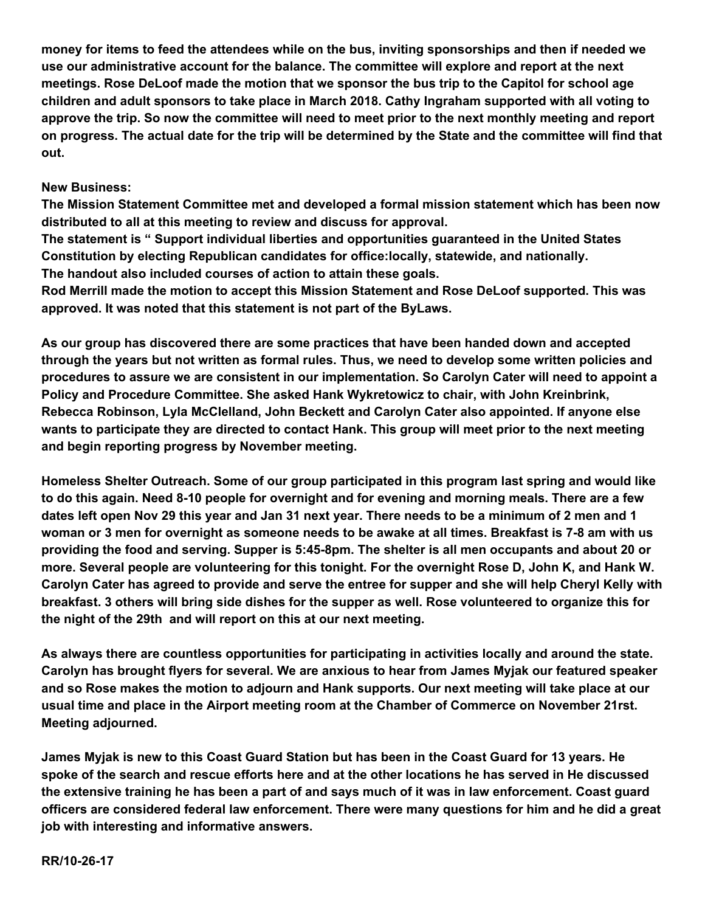**money for items to feed the attendees while on the bus, inviting sponsorships and then if needed we use our administrative account for the balance. The committee will explore and report at the next meetings. Rose DeLoof made the motion that we sponsor the bus trip to the Capitol for school age children and adult sponsors to take place in March 2018. Cathy Ingraham supported with all voting to approve the trip. So now the committee will need to meet prior to the next monthly meeting and report on progress. The actual date for the trip will be determined by the State and the committee will find that out.**

**New Business:**
**The Mission Statement Committee met and developed a formal mission statement which has been now distributed to all at this meeting to review and discuss for approval.**
**The statement is " Support individual liberties and opportunities guaranteed in the United States Constitution by electing Republican candidates for office:locally, statewide, and nationally.**
**The handout also included courses of action to attain these goals.**
**Rod Merrill made the motion to accept this Mission Statement and Rose DeLoof supported. This was approved. It was noted that this statement is not part of the ByLaws.**

**As our group has discovered there are some practices that have been handed down and accepted through the years but not written as formal rules. Thus, we need to develop some written policies and procedures to assure we are consistent in our implementation. So Carolyn Cater will need to appoint a Policy and Procedure Committee. She asked Hank Wykretowicz to chair, with John Kreinbrink, Rebecca Robinson, Lyla McClelland, John Beckett and Carolyn Cater also appointed. If anyone else wants to participate they are directed to contact Hank. This group will meet prior to the next meeting and begin reporting progress by November meeting.**

**Homeless Shelter Outreach. Some of our group participated in this program last spring and would like to do this again. Need 8-10 people for overnight and for evening and morning meals. There are a few dates left open Nov 29 this year and Jan 31 next year. There needs to be a minimum of 2 men and 1 woman or 3 men for overnight as someone needs to be awake at all times. Breakfast is 7-8 am with us providing the food and serving. Supper is 5:45-8pm. The shelter is all men occupants and about 20 or more. Several people are volunteering for this tonight. For the overnight Rose D, John K, and Hank W. Carolyn Cater has agreed to provide and serve the entree for supper and she will help Cheryl Kelly with breakfast. 3 others will bring side dishes for the supper as well. Rose volunteered to organize this for the night of the 29th and will report on this at our next meeting.**

**As always there are countless opportunities for participating in activities locally and around the state. Carolyn has brought flyers for several. We are anxious to hear from James Myjak our featured speaker and so Rose makes the motion to adjourn and Hank supports. Our next meeting will take place at our usual time and place in the Airport meeting room at the Chamber of Commerce on November 21rst. Meeting adjourned.**

**James Myjak is new to this Coast Guard Station but has been in the Coast Guard for 13 years. He spoke of the search and rescue efforts here and at the other locations he has served in He discussed the extensive training he has been a part of and says much of it was in law enforcement. Coast guard officers are considered federal law enforcement. There were many questions for him and he did a great job with interesting and informative answers.**

**RR/10-26-17**